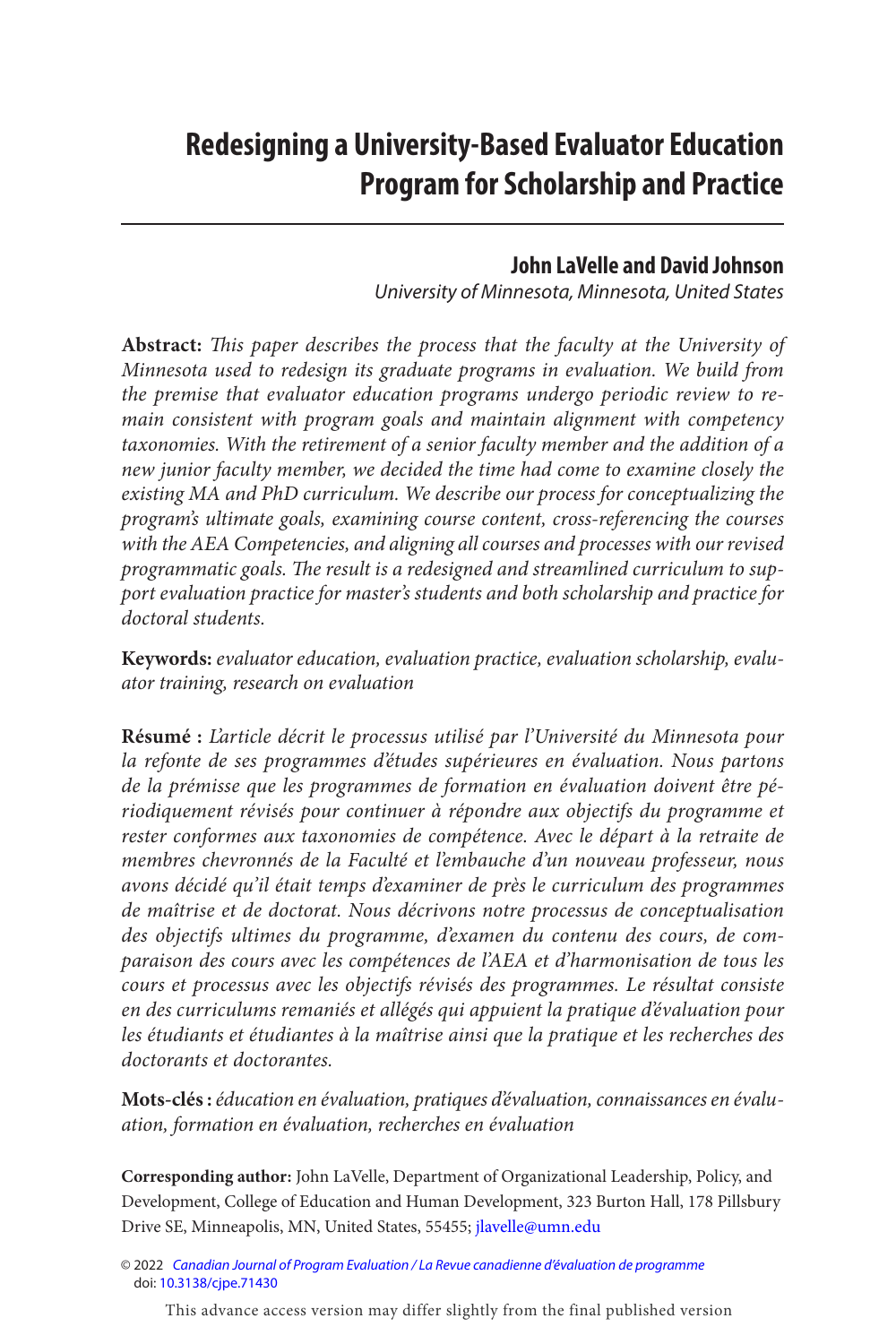# Redesigning a University-Based Evaluator Education Program for Scholarship and Practice

**John LaVelle and David Johnson**

*University of Minnesota, Minnesota, United States*

**Abstract:** *This paper describes the process that the faculty at the University of Minnesota used to redesign its graduate programs in evaluation. We build from the premise that evaluator education programs undergo periodic review to remain consistent with program goals and maintain alignment with competency taxonomies. With the retirement of a senior faculty member and the addition of a new junior faculty member, we decided the time had come to examine closely the existing MA and PhD curriculum. We describe our process for conceptualizing the program's ultimate goals, examining course content, cross-referencing the courses with the AEA Competencies, and aligning all courses and processes with our revised programmatic goals. The result is a redesigned and streamlined curriculum to support evaluation practice for master's students and both scholarship and practice for doctoral students.*

**Keywords:** *evaluator education, evaluation practice, evaluation scholarship, evaluator training, research on evaluation*

**Résumé :** *L'article décrit le processus utilisé par l'Université du Minnesota pour la refonte de ses programmes d'études supérieures en évaluation. Nous partons de la prémisse que les programmes de formation en évaluation doivent être périodiquement révisés pour continuer à répondre aux objectifs du programme et rester conformes aux taxonomies de compétence. Avec le départ à la retraite de membres chevronnés de la Faculté et l'embauche d'un nouveau professeur, nous avons décidé qu'il était temps d'examiner de près le curriculum des programmes de maîtrise et de doctorat. Nous décrivons notre processus de conceptualisation des objectifs ultimes du programme, d'examen du contenu des cours, de comparaison des cours avec les compétences de l'AEA et d'harmonisation de tous les cours et processus avec les objectifs révisés des programmes. Le résultat consiste en des curriculums remaniés et allégés qui appuient la pratique d'évaluation pour les étudiants et étudiantes à la maîtrise ainsi que la pratique et les recherches des doctorants et doctorantes.*

**Mots-clés :** *éducation en évaluation, pratiques d'évaluation, connaissances en évaluation, formation en évaluation, recherches en évaluation*

**Corresponding author:** John LaVelle, Department of Organizational Leadership, Policy, and Development, College of Education and Human Development, 323 Burton Hall, 178 Pillsbury Drive SE, Minneapolis, MN, United States, 55455; jlavelle@umn.edu

© 2022 *Canadian Journal of Program Evaluation / La Revue canadienne d'évaluation de programme*
doi: 10.3138/cjpe.71430

This advance access version may differ slightly from the final published version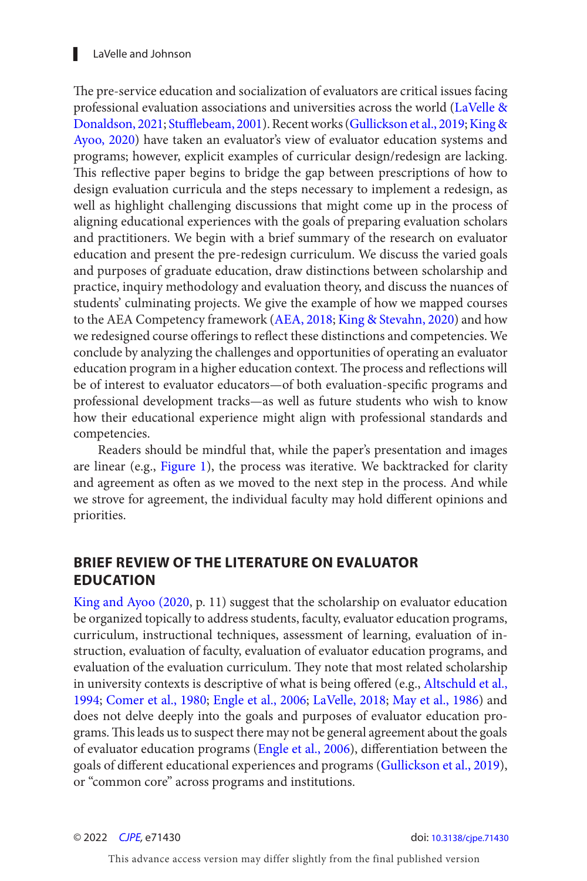The pre-service education and socialization of evaluators are critical issues facing professional evaluation associations and universities across the world (LaVelle & Donaldson, 2021; Stufflebeam, 2001). Recent works (Gullickson et al., 2019; King & Ayoo, 2020) have taken an evaluator's view of evaluator education systems and programs; however, explicit examples of curricular design/redesign are lacking. This reflective paper begins to bridge the gap between prescriptions of how to design evaluation curricula and the steps necessary to implement a redesign, as well as highlight challenging discussions that might come up in the process of aligning educational experiences with the goals of preparing evaluation scholars and practitioners. We begin with a brief summary of the research on evaluator education and present the pre-redesign curriculum. We discuss the varied goals and purposes of graduate education, draw distinctions between scholarship and practice, inquiry methodology and evaluation theory, and discuss the nuances of students' culminating projects. We give the example of how we mapped courses to the AEA Competency framework (AEA, 2018; King & Stevahn, 2020) and how we redesigned course offerings to reflect these distinctions and competencies. We conclude by analyzing the challenges and opportunities of operating an evaluator education program in a higher education context. The process and reflections will be of interest to evaluator educators—of both evaluation-specific programs and professional development tracks—as well as future students who wish to know how their educational experience might align with professional standards and competencies.

Readers should be mindful that, while the paper's presentation and images are linear (e.g., Figure 1), the process was iterative. We backtracked for clarity and agreement as often as we moved to the next step in the process. And while we strove for agreement, the individual faculty may hold different opinions and priorities.

## BRIEF REVIEW OF THE LITERATURE ON EVALUATOR EDUCATION

King and Ayoo (2020, p. 11) suggest that the scholarship on evaluator education be organized topically to address students, faculty, evaluator education programs, curriculum, instructional techniques, assessment of learning, evaluation of instruction, evaluation of faculty, evaluation of evaluator education programs, and evaluation of the evaluation curriculum. They note that most related scholarship in university contexts is descriptive of what is being offered (e.g., Altschuld et al., 1994; Comer et al., 1980; Engle et al., 2006; LaVelle, 2018; May et al., 1986) and does not delve deeply into the goals and purposes of evaluator education programs. This leads us to suspect there may not be general agreement about the goals of evaluator education programs (Engle et al., 2006), differentiation between the goals of different educational experiences and programs (Gullickson et al., 2019), or "common core" across programs and institutions.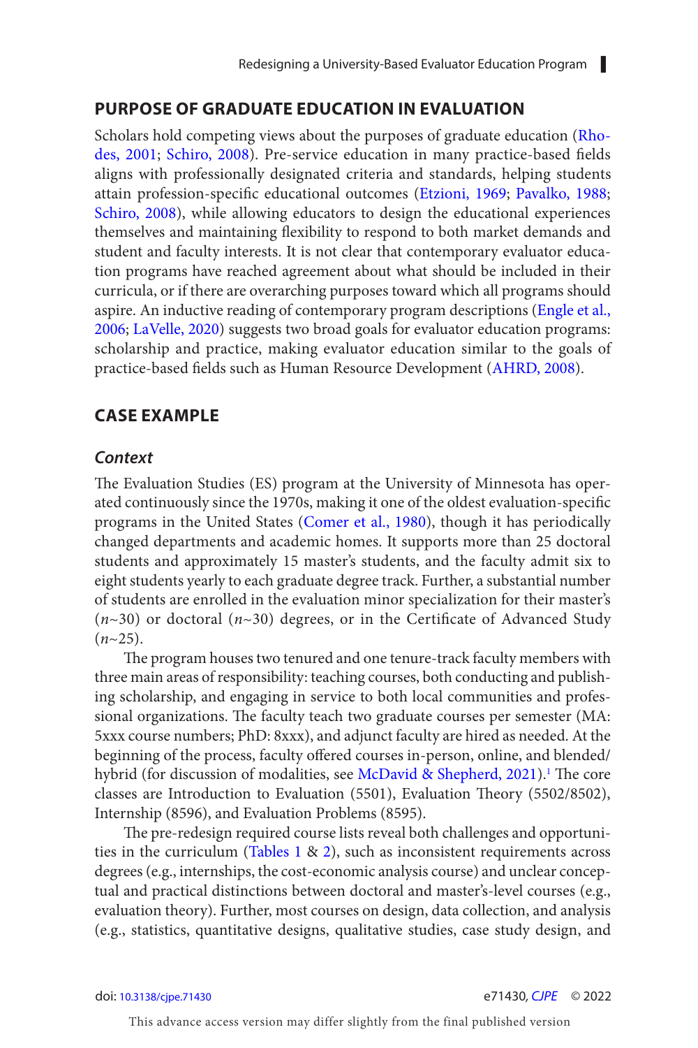## PURPOSE OF GRADUATE EDUCATION IN EVALUATION

Scholars hold competing views about the purposes of graduate education (Rhodes, 2001; Schiro, 2008). Pre-service education in many practice-based fields aligns with professionally designated criteria and standards, helping students attain profession-specific educational outcomes (Etzioni, 1969; Pavalko, 1988; Schiro, 2008), while allowing educators to design the educational experiences themselves and maintaining flexibility to respond to both market demands and student and faculty interests. It is not clear that contemporary evaluator education programs have reached agreement about what should be included in their curricula, or if there are overarching purposes toward which all programs should aspire. An inductive reading of contemporary program descriptions (Engle et al., 2006; LaVelle, 2020) suggests two broad goals for evaluator education programs: scholarship and practice, making evaluator education similar to the goals of practice-based fields such as Human Resource Development (AHRD, 2008).

## CASE EXAMPLE

### *Context*

The Evaluation Studies (ES) program at the University of Minnesota has operated continuously since the 1970s, making it one of the oldest evaluation-specific programs in the United States (Comer et al., 1980), though it has periodically changed departments and academic homes. It supports more than 25 doctoral students and approximately 15 master's students, and the faculty admit six to eight students yearly to each graduate degree track. Further, a substantial number of students are enrolled in the evaluation minor specialization for their master's ($n$~30) or doctoral ($n$~30) degrees, or in the Certificate of Advanced Study ($n$~25).

The program houses two tenured and one tenure-track faculty members with three main areas of responsibility: teaching courses, both conducting and publishing scholarship, and engaging in service to both local communities and professional organizations. The faculty teach two graduate courses per semester (MA: 5xxx course numbers; PhD: 8xxx), and adjunct faculty are hired as needed. At the beginning of the process, faculty offered courses in-person, online, and blended/hybrid (for discussion of modalities, see McDavid & Shepherd, 2021).[1] The core classes are Introduction to Evaluation (5501), Evaluation Theory (5502/8502), Internship (8596), and Evaluation Problems (8595).

The pre-redesign required course lists reveal both challenges and opportunities in the curriculum (Tables 1 & 2), such as inconsistent requirements across degrees (e.g., internships, the cost-economic analysis course) and unclear conceptual and practical distinctions between doctoral and master's-level courses (e.g., evaluation theory). Further, most courses on design, data collection, and analysis (e.g., statistics, quantitative designs, qualitative studies, case study design, and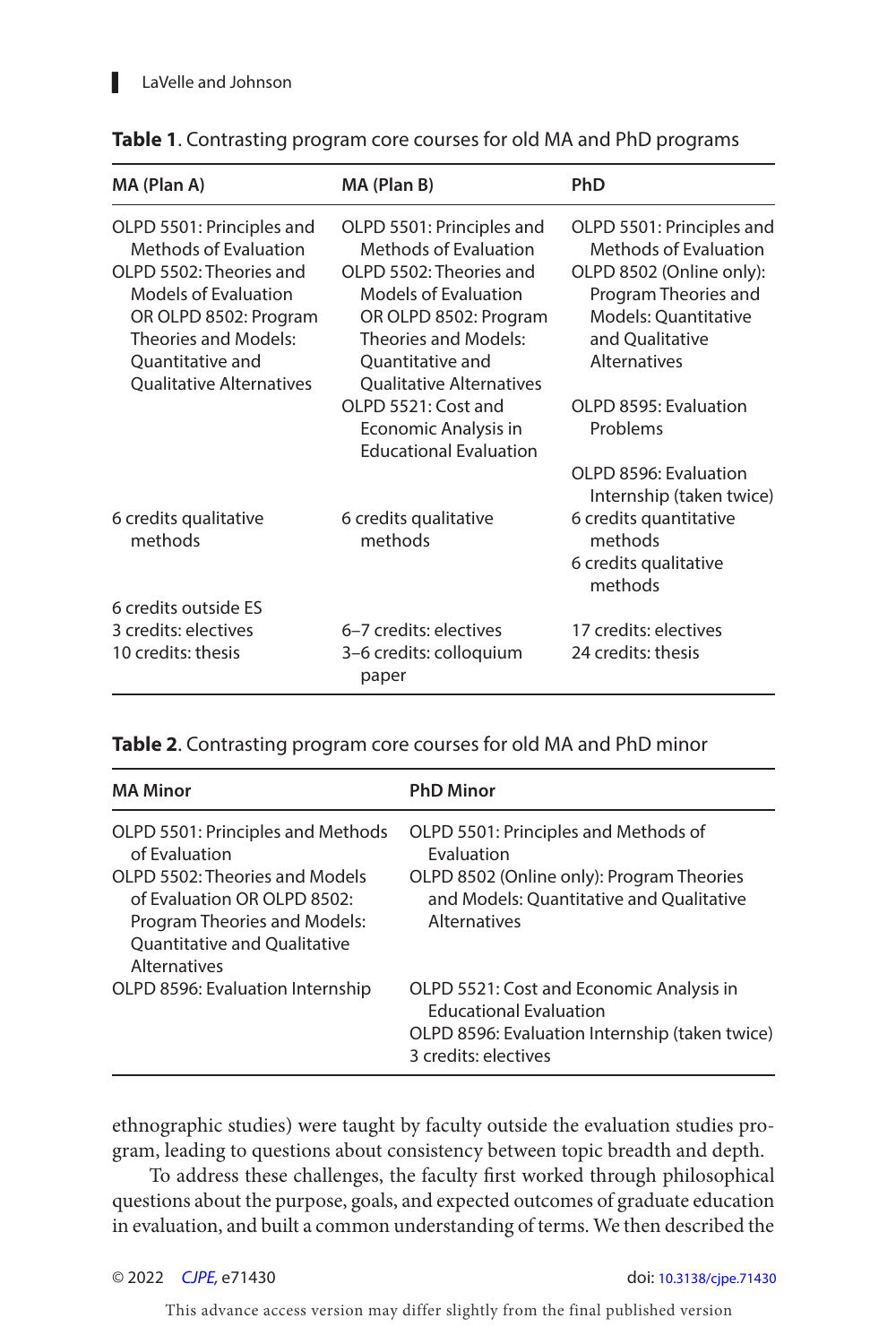**Table 1**. Contrasting program core courses for old MA and PhD programs

| MA (Plan A) | MA (Plan B) | PhD |
|---|---|---|
| OLPD 5501: Principles and Methods of Evaluation<br>OLPD 5502: Theories and Models of Evaluation OR OLPD 8502: Program Theories and Models: Quantitative and Qualitative Alternatives | OLPD 5501: Principles and Methods of Evaluation<br>OLPD 5502: Theories and Models of Evaluation OR OLPD 8502: Program Theories and Models: Quantitative and Qualitative Alternatives<br>OLPD 5521: Cost and Economic Analysis in Educational Evaluation | OLPD 5501: Principles and Methods of Evaluation<br>OLPD 8502 (Online only): Program Theories and Models: Quantitative and Qualitative Alternatives<br>OLPD 8595: Evaluation Problems<br>OLPD 8596: Evaluation Internship (taken twice) |
| 6 credits qualitative methods | 6 credits qualitative methods | 6 credits quantitative methods<br>6 credits qualitative methods |
| 6 credits outside ES<br>3 credits: electives<br>10 credits: thesis | 6–7 credits: electives<br>3–6 credits: colloquium paper | 17 credits: electives<br>24 credits: thesis |

**Table 2**. Contrasting program core courses for old MA and PhD minor

| MA Minor | PhD Minor |
|---|---|
| OLPD 5501: Principles and Methods of Evaluation<br>OLPD 5502: Theories and Models of Evaluation OR OLPD 8502: Program Theories and Models: Quantitative and Qualitative Alternatives | OLPD 5501: Principles and Methods of Evaluation<br>OLPD 8502 (Online only): Program Theories and Models: Quantitative and Qualitative Alternatives |
| OLPD 8596: Evaluation Internship | OLPD 5521: Cost and Economic Analysis in Educational Evaluation<br>OLPD 8596: Evaluation Internship (taken twice)<br>3 credits: electives |

ethnographic studies) were taught by faculty outside the evaluation studies program, leading to questions about consistency between topic breadth and depth.

To address these challenges, the faculty first worked through philosophical questions about the purpose, goals, and expected outcomes of graduate education in evaluation, and built a common understanding of terms. We then described the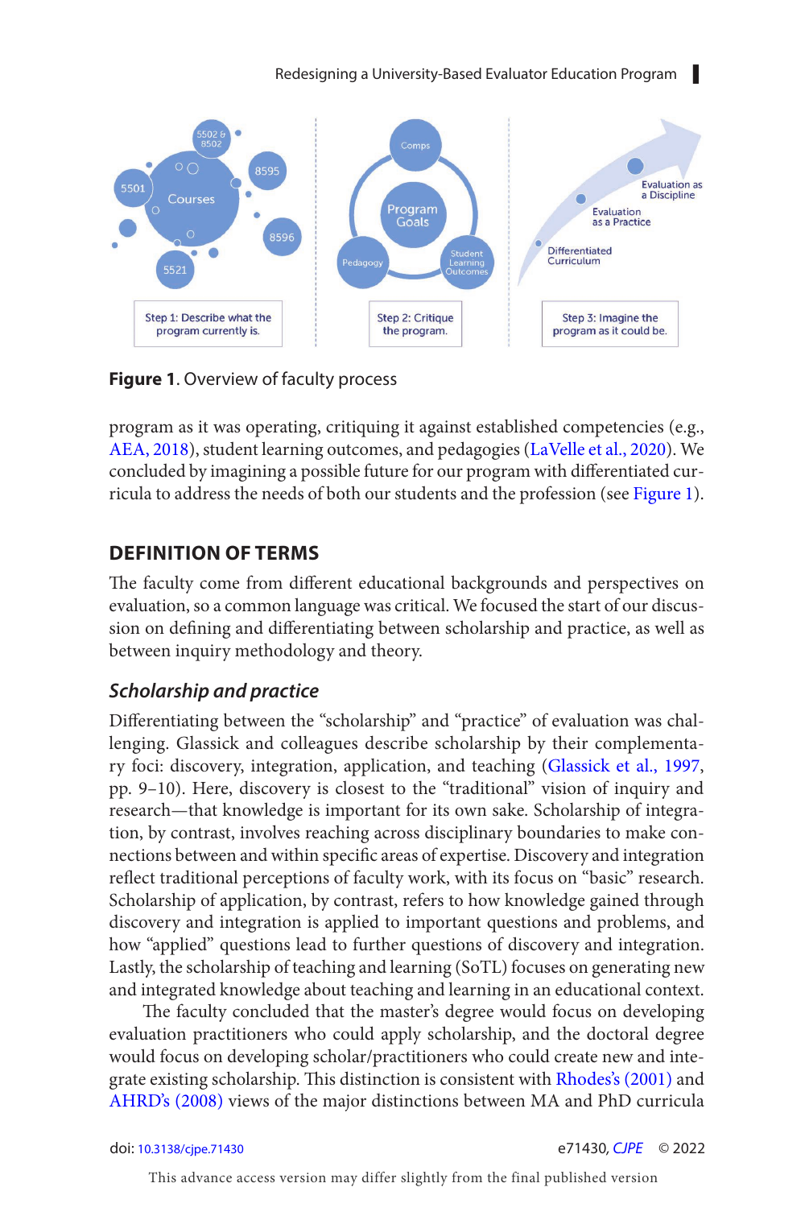Figure 1. Overview of faculty process

program as it was operating, critiquing it against established competencies (e.g., AEA, 2018), student learning outcomes, and pedagogies (LaVelle et al., 2020). We concluded by imagining a possible future for our program with differentiated curricula to address the needs of both our students and the profession (see Figure 1).

## DEFINITION OF TERMS

The faculty come from different educational backgrounds and perspectives on evaluation, so a common language was critical. We focused the start of our discussion on defining and differentiating between scholarship and practice, as well as between inquiry methodology and theory.

### *Scholarship and practice*

Differentiating between the "scholarship" and "practice" of evaluation was challenging. Glassick and colleagues describe scholarship by their complementary foci: discovery, integration, application, and teaching (Glassick et al., 1997, pp. 9–10). Here, discovery is closest to the "traditional" vision of inquiry and research—that knowledge is important for its own sake. Scholarship of integration, by contrast, involves reaching across disciplinary boundaries to make connections between and within specific areas of expertise. Discovery and integration reflect traditional perceptions of faculty work, with its focus on "basic" research. Scholarship of application, by contrast, refers to how knowledge gained through discovery and integration is applied to important questions and problems, and how "applied" questions lead to further questions of discovery and integration. Lastly, the scholarship of teaching and learning (SoTL) focuses on generating new and integrated knowledge about teaching and learning in an educational context.

The faculty concluded that the master's degree would focus on developing evaluation practitioners who could apply scholarship, and the doctoral degree would focus on developing scholar/practitioners who could create new and integrate existing scholarship. This distinction is consistent with Rhodes's (2001) and AHRD's (2008) views of the major distinctions between MA and PhD curricula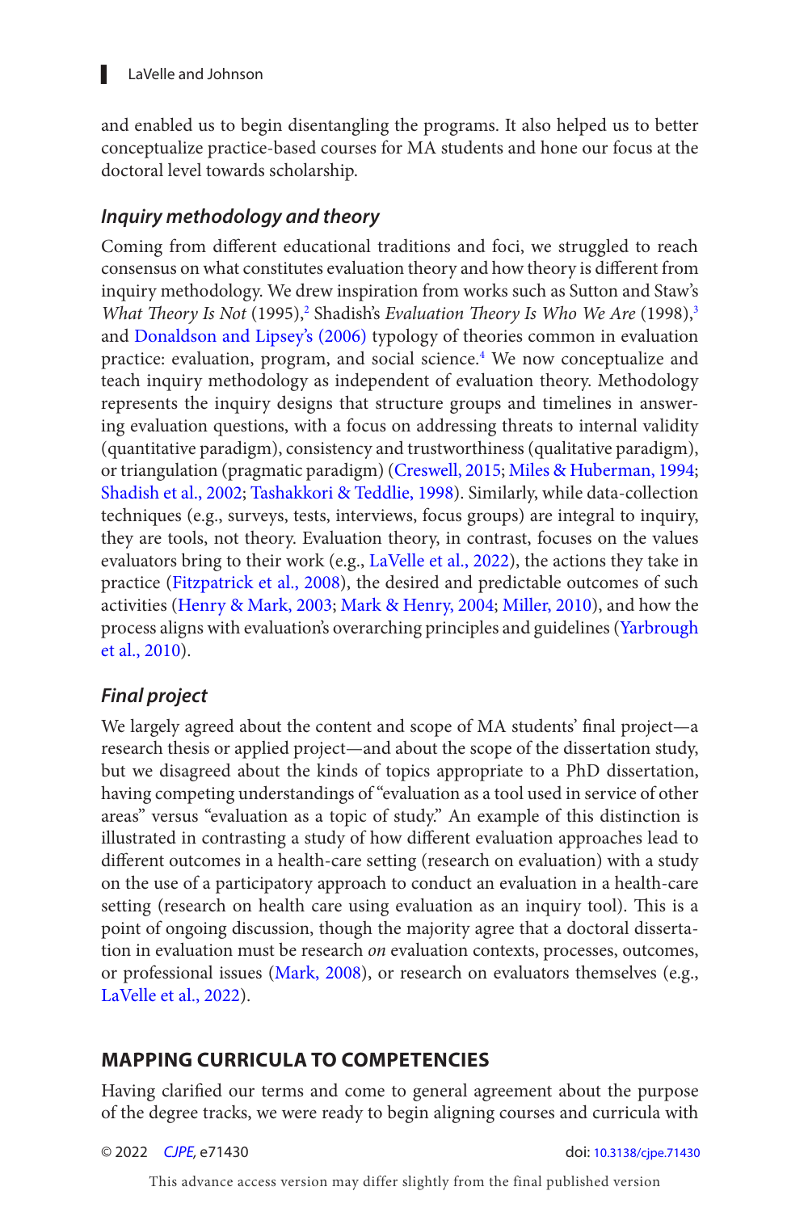and enabled us to begin disentangling the programs. It also helped us to better conceptualize practice-based courses for MA students and hone our focus at the doctoral level towards scholarship.

### *Inquiry methodology and theory*

Coming from different educational traditions and foci, we struggled to reach consensus on what constitutes evaluation theory and how theory is different from inquiry methodology. We drew inspiration from works such as Sutton and Staw's *What Theory Is Not* (1995),[2] Shadish's *Evaluation Theory Is Who We Are* (1998),[3] and Donaldson and Lipsey's (2006) typology of theories common in evaluation practice: evaluation, program, and social science.[4] We now conceptualize and teach inquiry methodology as independent of evaluation theory. Methodology represents the inquiry designs that structure groups and timelines in answering evaluation questions, with a focus on addressing threats to internal validity (quantitative paradigm), consistency and trustworthiness (qualitative paradigm), or triangulation (pragmatic paradigm) (Creswell, 2015; Miles & Huberman, 1994; Shadish et al., 2002; Tashakkori & Teddlie, 1998). Similarly, while data-collection techniques (e.g., surveys, tests, interviews, focus groups) are integral to inquiry, they are tools, not theory. Evaluation theory, in contrast, focuses on the values evaluators bring to their work (e.g., LaVelle et al., 2022), the actions they take in practice (Fitzpatrick et al., 2008), the desired and predictable outcomes of such activities (Henry & Mark, 2003; Mark & Henry, 2004; Miller, 2010), and how the process aligns with evaluation's overarching principles and guidelines (Yarbrough et al., 2010).

### *Final project*

We largely agreed about the content and scope of MA students' final project—a research thesis or applied project—and about the scope of the dissertation study, but we disagreed about the kinds of topics appropriate to a PhD dissertation, having competing understandings of "evaluation as a tool used in service of other areas" versus "evaluation as a topic of study." An example of this distinction is illustrated in contrasting a study of how different evaluation approaches lead to different outcomes in a health-care setting (research on evaluation) with a study on the use of a participatory approach to conduct an evaluation in a health-care setting (research on health care using evaluation as an inquiry tool). This is a point of ongoing discussion, though the majority agree that a doctoral dissertation in evaluation must be research *on* evaluation contexts, processes, outcomes, or professional issues (Mark, 2008), or research on evaluators themselves (e.g., LaVelle et al., 2022).

## MAPPING CURRICULA TO COMPETENCIES

Having clarified our terms and come to general agreement about the purpose of the degree tracks, we were ready to begin aligning courses and curricula with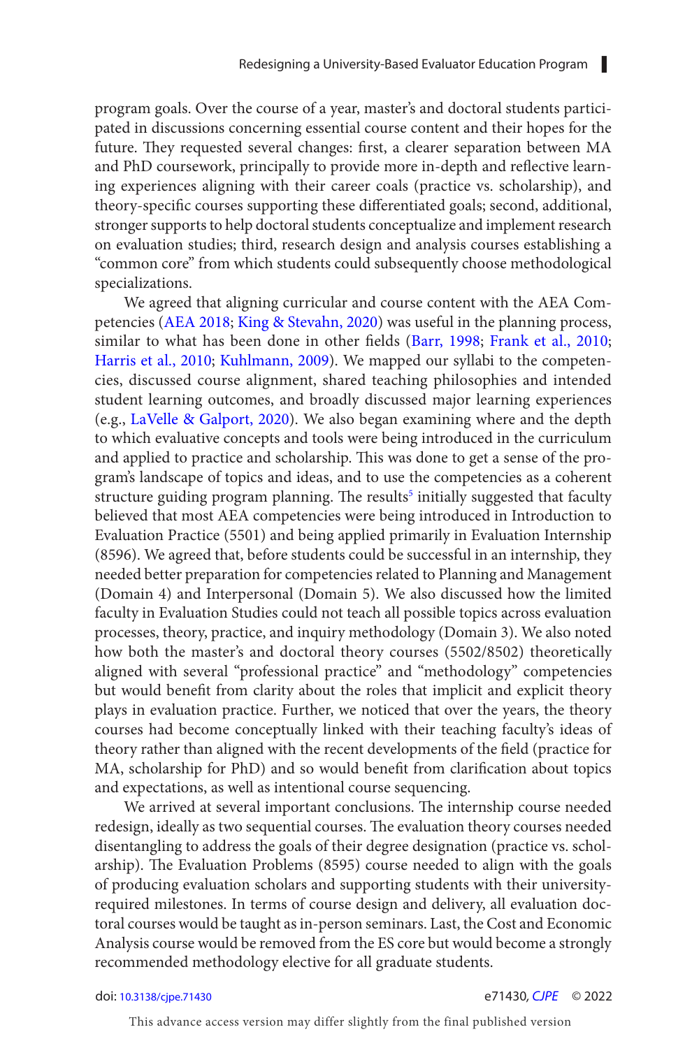program goals. Over the course of a year, master's and doctoral students participated in discussions concerning essential course content and their hopes for the future. They requested several changes: first, a clearer separation between MA and PhD coursework, principally to provide more in-depth and reflective learning experiences aligning with their career coals (practice vs. scholarship), and theory-specific courses supporting these differentiated goals; second, additional, stronger supports to help doctoral students conceptualize and implement research on evaluation studies; third, research design and analysis courses establishing a "common core" from which students could subsequently choose methodological specializations.

We agreed that aligning curricular and course content with the AEA Competencies (AEA 2018; King & Stevahn, 2020) was useful in the planning process, similar to what has been done in other fields (Barr, 1998; Frank et al., 2010; Harris et al., 2010; Kuhlmann, 2009). We mapped our syllabi to the competencies, discussed course alignment, shared teaching philosophies and intended student learning outcomes, and broadly discussed major learning experiences (e.g., LaVelle & Galport, 2020). We also began examining where and the depth to which evaluative concepts and tools were being introduced in the curriculum and applied to practice and scholarship. This was done to get a sense of the program's landscape of topics and ideas, and to use the competencies as a coherent structure guiding program planning. The results[5] initially suggested that faculty believed that most AEA competencies were being introduced in Introduction to Evaluation Practice (5501) and being applied primarily in Evaluation Internship (8596). We agreed that, before students could be successful in an internship, they needed better preparation for competencies related to Planning and Management (Domain 4) and Interpersonal (Domain 5). We also discussed how the limited faculty in Evaluation Studies could not teach all possible topics across evaluation processes, theory, practice, and inquiry methodology (Domain 3). We also noted how both the master's and doctoral theory courses (5502/8502) theoretically aligned with several "professional practice" and "methodology" competencies but would benefit from clarity about the roles that implicit and explicit theory plays in evaluation practice. Further, we noticed that over the years, the theory courses had become conceptually linked with their teaching faculty's ideas of theory rather than aligned with the recent developments of the field (practice for MA, scholarship for PhD) and so would benefit from clarification about topics and expectations, as well as intentional course sequencing.

We arrived at several important conclusions. The internship course needed redesign, ideally as two sequential courses. The evaluation theory courses needed disentangling to address the goals of their degree designation (practice vs. scholarship). The Evaluation Problems (8595) course needed to align with the goals of producing evaluation scholars and supporting students with their university-required milestones. In terms of course design and delivery, all evaluation doctoral courses would be taught as in-person seminars. Last, the Cost and Economic Analysis course would be removed from the ES core but would become a strongly recommended methodology elective for all graduate students.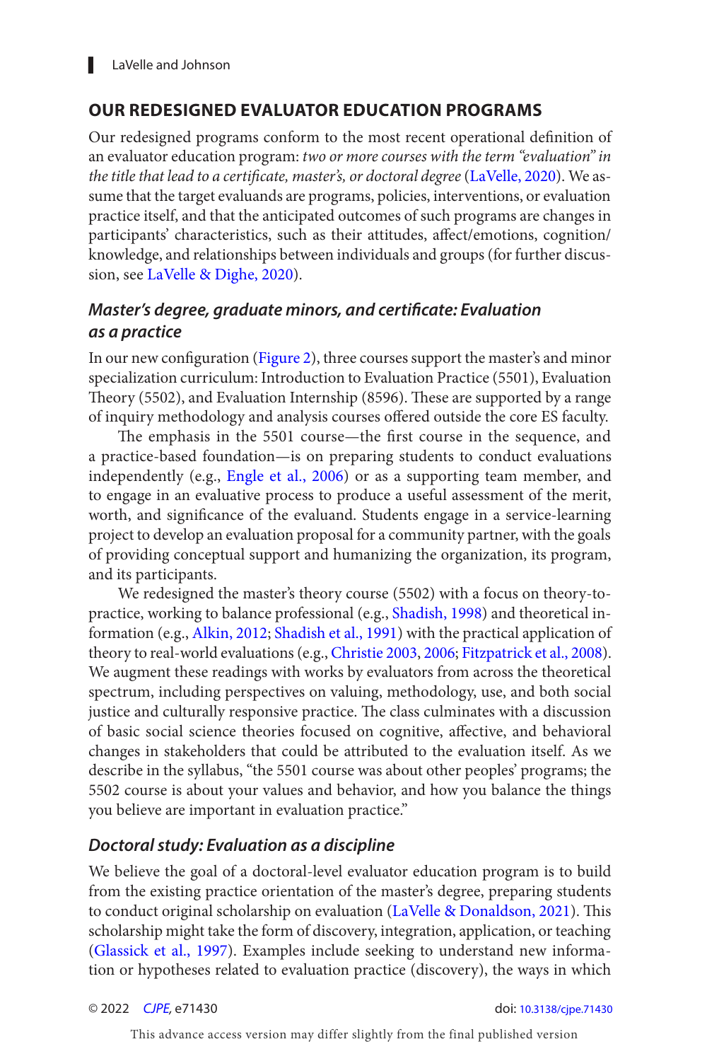## OUR REDESIGNED EVALUATOR EDUCATION PROGRAMS

Our redesigned programs conform to the most recent operational definition of an evaluator education program: *two or more courses with the term "evaluation" in the title that lead to a certificate, master's, or doctoral degree* (LaVelle, 2020). We assume that the target evaluands are programs, policies, interventions, or evaluation practice itself, and that the anticipated outcomes of such programs are changes in participants' characteristics, such as their attitudes, affect/emotions, cognition/knowledge, and relationships between individuals and groups (for further discussion, see LaVelle & Dighe, 2020).

### *Master's degree, graduate minors, and certificate: Evaluation as a practice*

In our new configuration (Figure 2), three courses support the master's and minor specialization curriculum: Introduction to Evaluation Practice (5501), Evaluation Theory (5502), and Evaluation Internship (8596). These are supported by a range of inquiry methodology and analysis courses offered outside the core ES faculty.

The emphasis in the 5501 course—the first course in the sequence, and a practice-based foundation—is on preparing students to conduct evaluations independently (e.g., Engle et al., 2006) or as a supporting team member, and to engage in an evaluative process to produce a useful assessment of the merit, worth, and significance of the evaluand. Students engage in a service-learning project to develop an evaluation proposal for a community partner, with the goals of providing conceptual support and humanizing the organization, its program, and its participants.

We redesigned the master's theory course (5502) with a focus on theory-to-practice, working to balance professional (e.g., Shadish, 1998) and theoretical information (e.g., Alkin, 2012; Shadish et al., 1991) with the practical application of theory to real-world evaluations (e.g., Christie 2003, 2006; Fitzpatrick et al., 2008). We augment these readings with works by evaluators from across the theoretical spectrum, including perspectives on valuing, methodology, use, and both social justice and culturally responsive practice. The class culminates with a discussion of basic social science theories focused on cognitive, affective, and behavioral changes in stakeholders that could be attributed to the evaluation itself. As we describe in the syllabus, "the 5501 course was about other peoples' programs; the 5502 course is about your values and behavior, and how you balance the things you believe are important in evaluation practice."

### *Doctoral study: Evaluation as a discipline*

We believe the goal of a doctoral-level evaluator education program is to build from the existing practice orientation of the master's degree, preparing students to conduct original scholarship on evaluation (LaVelle & Donaldson, 2021). This scholarship might take the form of discovery, integration, application, or teaching (Glassick et al., 1997). Examples include seeking to understand new information or hypotheses related to evaluation practice (discovery), the ways in which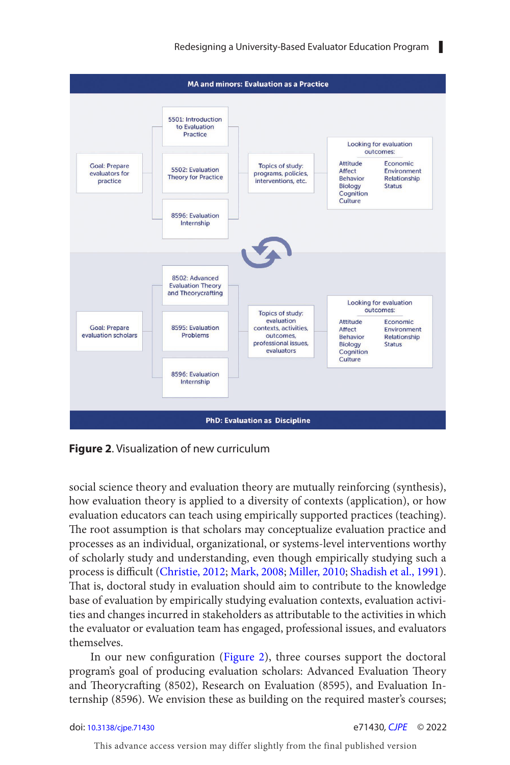**MA and minors: Evaluation as a Practice**

Goal: Prepare evaluators for practice

- 5501: Introduction to Evaluation Practice
- 5502: Evaluation Theory for Practice
- 8596: Evaluation Internship

Topics of study: programs, policies, interventions, etc.

Looking for evaluation outcomes:

Attitude, Affect, Behavior, Biology, Cognition, Culture, Economic, Environment, Relationship, Status

Goal: Prepare evaluation scholars

- 8502: Advanced Evaluation Theory and Theorycrafting
- 8595: Evaluation Problems
- 8596: Evaluation Internship

Topics of study: evaluation contexts, activities, outcomes, professional issues, evaluators

Looking for evaluation outcomes:

Attitude, Affect, Behavior, Biology, Cognition, Culture, Economic, Environment, Relationship, Status

**PhD: Evaluation as Discipline**

**Figure 2**. Visualization of new curriculum

social science theory and evaluation theory are mutually reinforcing (synthesis), how evaluation theory is applied to a diversity of contexts (application), or how evaluation educators can teach using empirically supported practices (teaching). The root assumption is that scholars may conceptualize evaluation practice and processes as an individual, organizational, or systems-level interventions worthy of scholarly study and understanding, even though empirically studying such a process is difficult (Christie, 2012; Mark, 2008; Miller, 2010; Shadish et al., 1991). That is, doctoral study in evaluation should aim to contribute to the knowledge base of evaluation by empirically studying evaluation contexts, evaluation activities and changes incurred in stakeholders as attributable to the activities in which the evaluator or evaluation team has engaged, professional issues, and evaluators themselves.

In our new configuration (Figure 2), three courses support the doctoral program's goal of producing evaluation scholars: Advanced Evaluation Theory and Theorycrafting (8502), Research on Evaluation (8595), and Evaluation Internship (8596). We envision these as building on the required master's courses;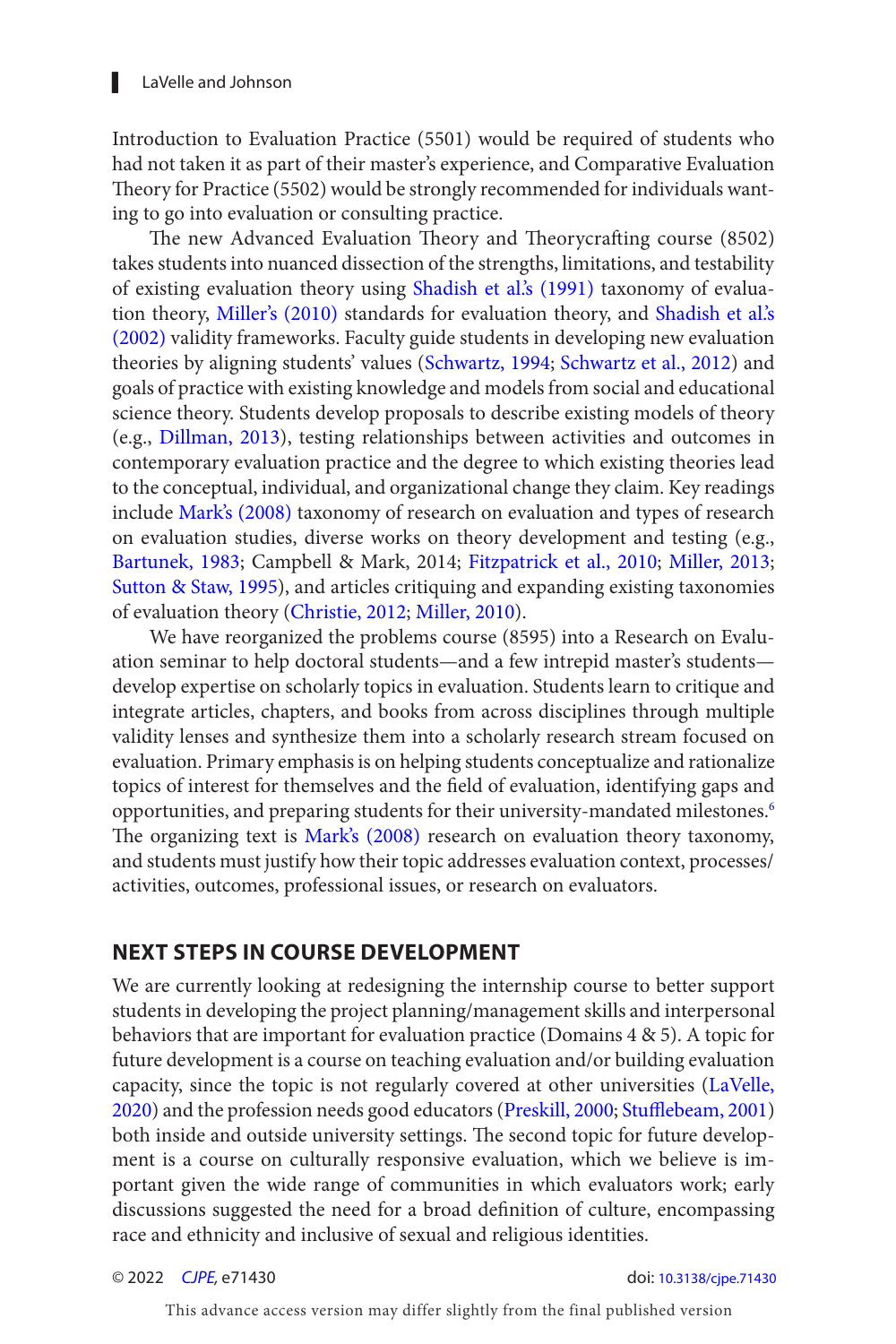Introduction to Evaluation Practice (5501) would be required of students who had not taken it as part of their master's experience, and Comparative Evaluation Theory for Practice (5502) would be strongly recommended for individuals wanting to go into evaluation or consulting practice.

The new Advanced Evaluation Theory and Theorycrafting course (8502) takes students into nuanced dissection of the strengths, limitations, and testability of existing evaluation theory using Shadish et al.'s (1991) taxonomy of evaluation theory, Miller's (2010) standards for evaluation theory, and Shadish et al.'s (2002) validity frameworks. Faculty guide students in developing new evaluation theories by aligning students' values (Schwartz, 1994; Schwartz et al., 2012) and goals of practice with existing knowledge and models from social and educational science theory. Students develop proposals to describe existing models of theory (e.g., Dillman, 2013), testing relationships between activities and outcomes in contemporary evaluation practice and the degree to which existing theories lead to the conceptual, individual, and organizational change they claim. Key readings include Mark's (2008) taxonomy of research on evaluation and types of research on evaluation studies, diverse works on theory development and testing (e.g., Bartunek, 1983; Campbell & Mark, 2014; Fitzpatrick et al., 2010; Miller, 2013; Sutton & Staw, 1995), and articles critiquing and expanding existing taxonomies of evaluation theory (Christie, 2012; Miller, 2010).

We have reorganized the problems course (8595) into a Research on Evaluation seminar to help doctoral students—and a few intrepid master's students—develop expertise on scholarly topics in evaluation. Students learn to critique and integrate articles, chapters, and books from across disciplines through multiple validity lenses and synthesize them into a scholarly research stream focused on evaluation. Primary emphasis is on helping students conceptualize and rationalize topics of interest for themselves and the field of evaluation, identifying gaps and opportunities, and preparing students for their university-mandated milestones.[6] The organizing text is Mark's (2008) research on evaluation theory taxonomy, and students must justify how their topic addresses evaluation context, processes/activities, outcomes, professional issues, or research on evaluators.

## NEXT STEPS IN COURSE DEVELOPMENT

We are currently looking at redesigning the internship course to better support students in developing the project planning/management skills and interpersonal behaviors that are important for evaluation practice (Domains 4 & 5). A topic for future development is a course on teaching evaluation and/or building evaluation capacity, since the topic is not regularly covered at other universities (LaVelle, 2020) and the profession needs good educators (Preskill, 2000; Stufflebeam, 2001) both inside and outside university settings. The second topic for future development is a course on culturally responsive evaluation, which we believe is important given the wide range of communities in which evaluators work; early discussions suggested the need for a broad definition of culture, encompassing race and ethnicity and inclusive of sexual and religious identities.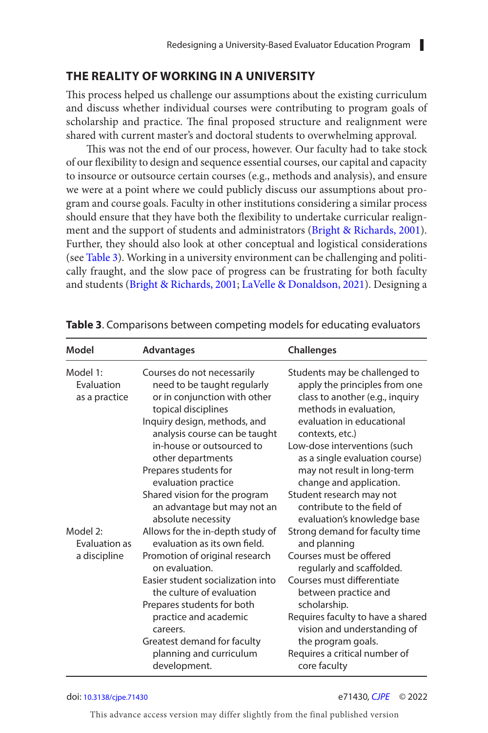## THE REALITY OF WORKING IN A UNIVERSITY

This process helped us challenge our assumptions about the existing curriculum and discuss whether individual courses were contributing to program goals of scholarship and practice. The final proposed structure and realignment were shared with current master's and doctoral students to overwhelming approval.

This was not the end of our process, however. Our faculty had to take stock of our flexibility to design and sequence essential courses, our capital and capacity to insource or outsource certain courses (e.g., methods and analysis), and ensure we were at a point where we could publicly discuss our assumptions about program and course goals. Faculty in other institutions considering a similar process should ensure that they have both the flexibility to undertake curricular realignment and the support of students and administrators (Bright & Richards, 2001). Further, they should also look at other conceptual and logistical considerations (see Table 3). Working in a university environment can be challenging and politically fraught, and the slow pace of progress can be frustrating for both faculty and students (Bright & Richards, 2001; LaVelle & Donaldson, 2021). Designing a

**Table 3**. Comparisons between competing models for educating evaluators

| Model | Advantages | Challenges |
|---|---|---|
| Model 1: Evaluation as a practice | Courses do not necessarily need to be taught regularly or in conjunction with other topical disciplines<br>Inquiry design, methods, and analysis course can be taught in-house or outsourced to other departments<br>Prepares students for evaluation practice<br>Shared vision for the program an advantage but may not an absolute necessity | Students may be challenged to apply the principles from one class to another (e.g., inquiry methods in evaluation, evaluation in educational contexts, etc.)<br>Low-dose interventions (such as a single evaluation course) may not result in long-term change and application.<br>Student research may not contribute to the field of evaluation's knowledge base |
| Model 2: Evaluation as a discipline | Allows for the in-depth study of evaluation as its own field.<br>Promotion of original research on evaluation.<br>Easier student socialization into the culture of evaluation<br>Prepares students for both practice and academic careers.<br>Greatest demand for faculty planning and curriculum development. | Strong demand for faculty time and planning<br>Courses must be offered regularly and scaffolded.<br>Courses must differentiate between practice and scholarship.<br>Requires faculty to have a shared vision and understanding of the program goals.<br>Requires a critical number of core faculty |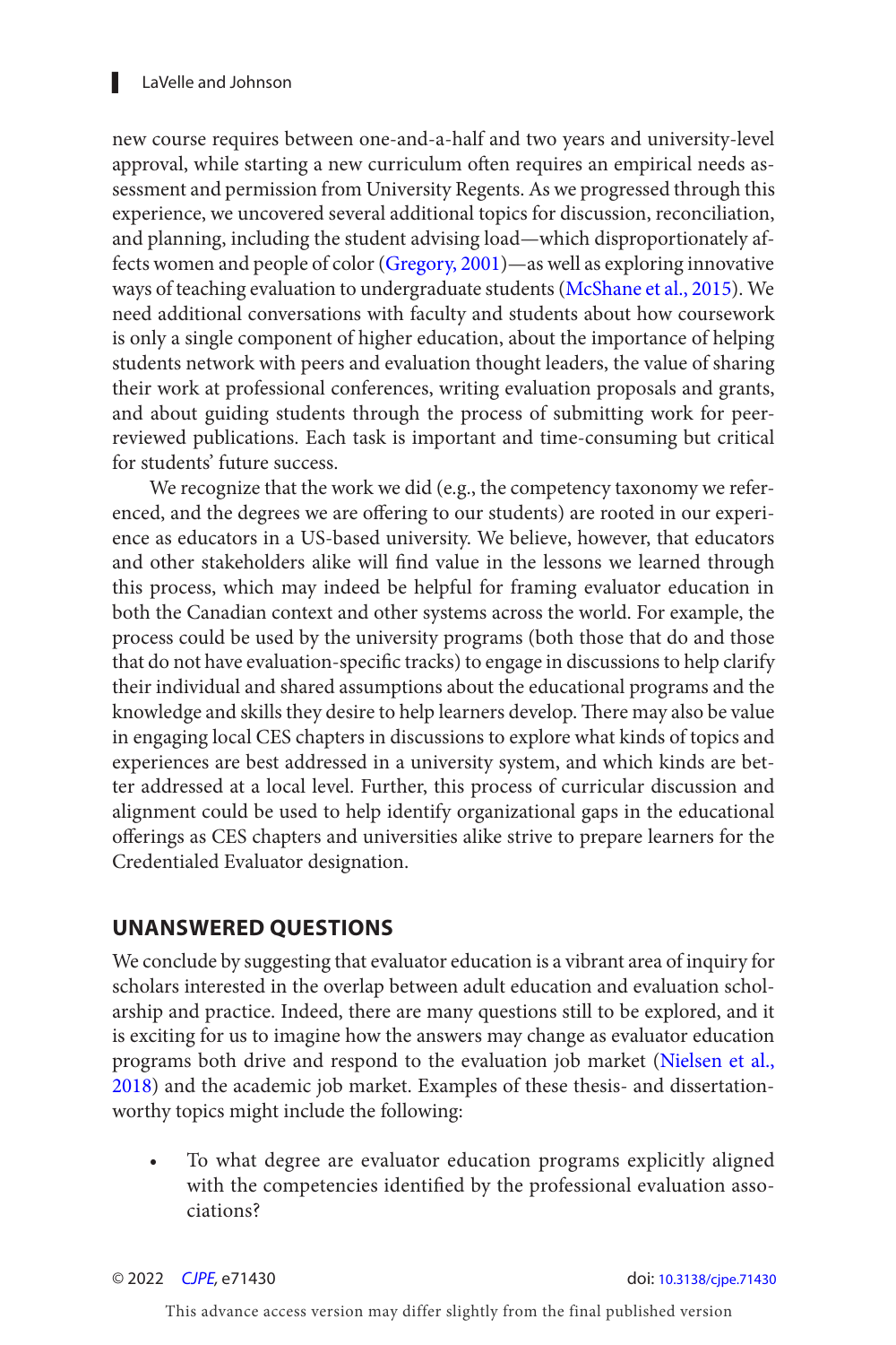new course requires between one-and-a-half and two years and university-level approval, while starting a new curriculum often requires an empirical needs assessment and permission from University Regents. As we progressed through this experience, we uncovered several additional topics for discussion, reconciliation, and planning, including the student advising load—which disproportionately affects women and people of color (Gregory, 2001)—as well as exploring innovative ways of teaching evaluation to undergraduate students (McShane et al., 2015). We need additional conversations with faculty and students about how coursework is only a single component of higher education, about the importance of helping students network with peers and evaluation thought leaders, the value of sharing their work at professional conferences, writing evaluation proposals and grants, and about guiding students through the process of submitting work for peer-reviewed publications. Each task is important and time-consuming but critical for students' future success.

We recognize that the work we did (e.g., the competency taxonomy we referenced, and the degrees we are offering to our students) are rooted in our experience as educators in a US-based university. We believe, however, that educators and other stakeholders alike will find value in the lessons we learned through this process, which may indeed be helpful for framing evaluator education in both the Canadian context and other systems across the world. For example, the process could be used by the university programs (both those that do and those that do not have evaluation-specific tracks) to engage in discussions to help clarify their individual and shared assumptions about the educational programs and the knowledge and skills they desire to help learners develop. There may also be value in engaging local CES chapters in discussions to explore what kinds of topics and experiences are best addressed in a university system, and which kinds are better addressed at a local level. Further, this process of curricular discussion and alignment could be used to help identify organizational gaps in the educational offerings as CES chapters and universities alike strive to prepare learners for the Credentialed Evaluator designation.

## UNANSWERED QUESTIONS

We conclude by suggesting that evaluator education is a vibrant area of inquiry for scholars interested in the overlap between adult education and evaluation scholarship and practice. Indeed, there are many questions still to be explored, and it is exciting for us to imagine how the answers may change as evaluator education programs both drive and respond to the evaluation job market (Nielsen et al., 2018) and the academic job market. Examples of these thesis- and dissertation-worthy topics might include the following:

- To what degree are evaluator education programs explicitly aligned with the competencies identified by the professional evaluation associations?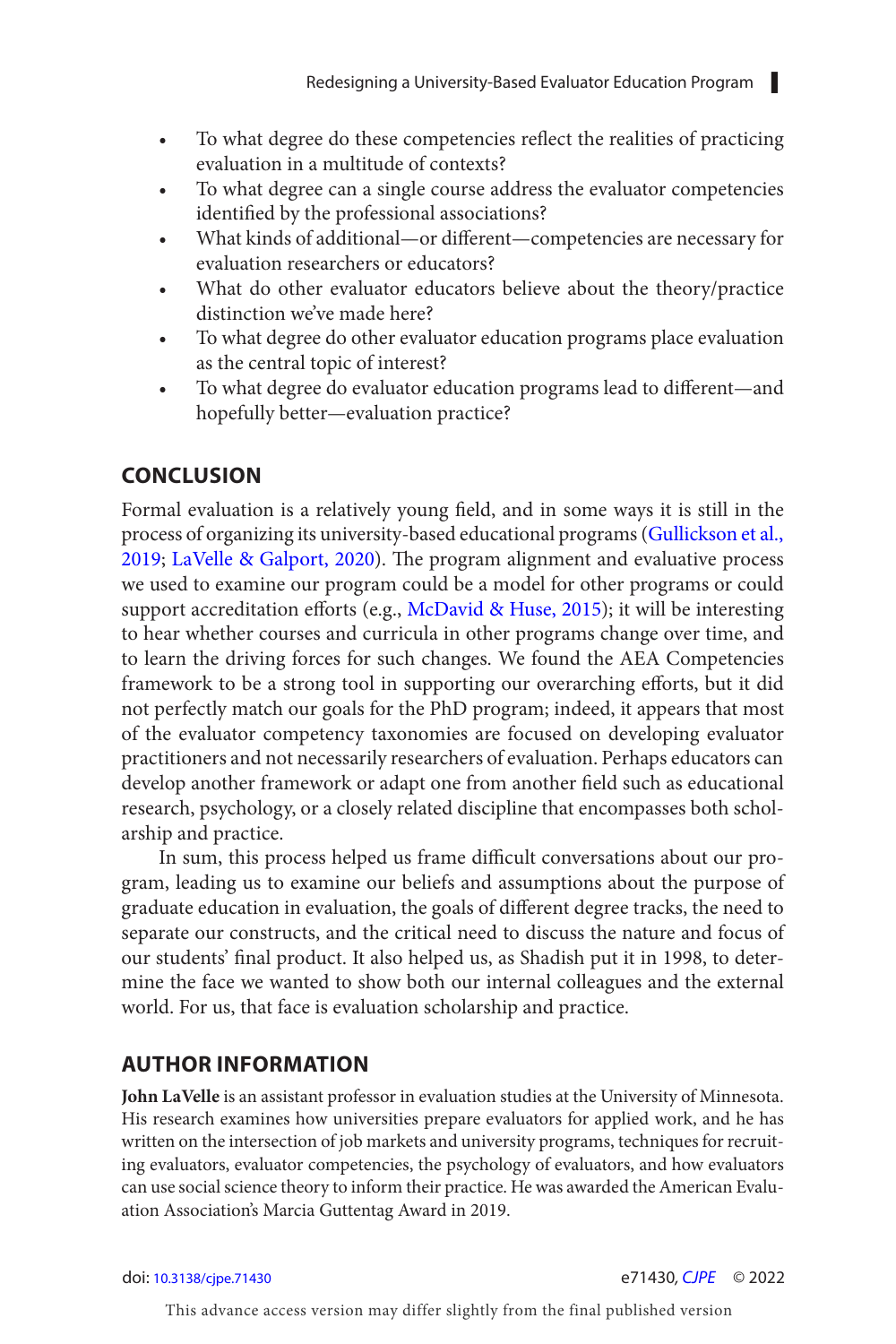- To what degree do these competencies reflect the realities of practicing evaluation in a multitude of contexts?
- To what degree can a single course address the evaluator competencies identified by the professional associations?
- What kinds of additional—or different—competencies are necessary for evaluation researchers or educators?
- What do other evaluator educators believe about the theory/practice distinction we've made here?
- To what degree do other evaluator education programs place evaluation as the central topic of interest?
- To what degree do evaluator education programs lead to different—and hopefully better—evaluation practice?

## CONCLUSION

Formal evaluation is a relatively young field, and in some ways it is still in the process of organizing its university-based educational programs (Gullickson et al., 2019; LaVelle & Galport, 2020). The program alignment and evaluative process we used to examine our program could be a model for other programs or could support accreditation efforts (e.g., McDavid & Huse, 2015); it will be interesting to hear whether courses and curricula in other programs change over time, and to learn the driving forces for such changes. We found the AEA Competencies framework to be a strong tool in supporting our overarching efforts, but it did not perfectly match our goals for the PhD program; indeed, it appears that most of the evaluator competency taxonomies are focused on developing evaluator practitioners and not necessarily researchers of evaluation. Perhaps educators can develop another framework or adapt one from another field such as educational research, psychology, or a closely related discipline that encompasses both scholarship and practice.

In sum, this process helped us frame difficult conversations about our program, leading us to examine our beliefs and assumptions about the purpose of graduate education in evaluation, the goals of different degree tracks, the need to separate our constructs, and the critical need to discuss the nature and focus of our students' final product. It also helped us, as Shadish put it in 1998, to determine the face we wanted to show both our internal colleagues and the external world. For us, that face is evaluation scholarship and practice.

## AUTHOR INFORMATION

**John LaVelle** is an assistant professor in evaluation studies at the University of Minnesota. His research examines how universities prepare evaluators for applied work, and he has written on the intersection of job markets and university programs, techniques for recruiting evaluators, evaluator competencies, the psychology of evaluators, and how evaluators can use social science theory to inform their practice. He was awarded the American Evaluation Association's Marcia Guttentag Award in 2019.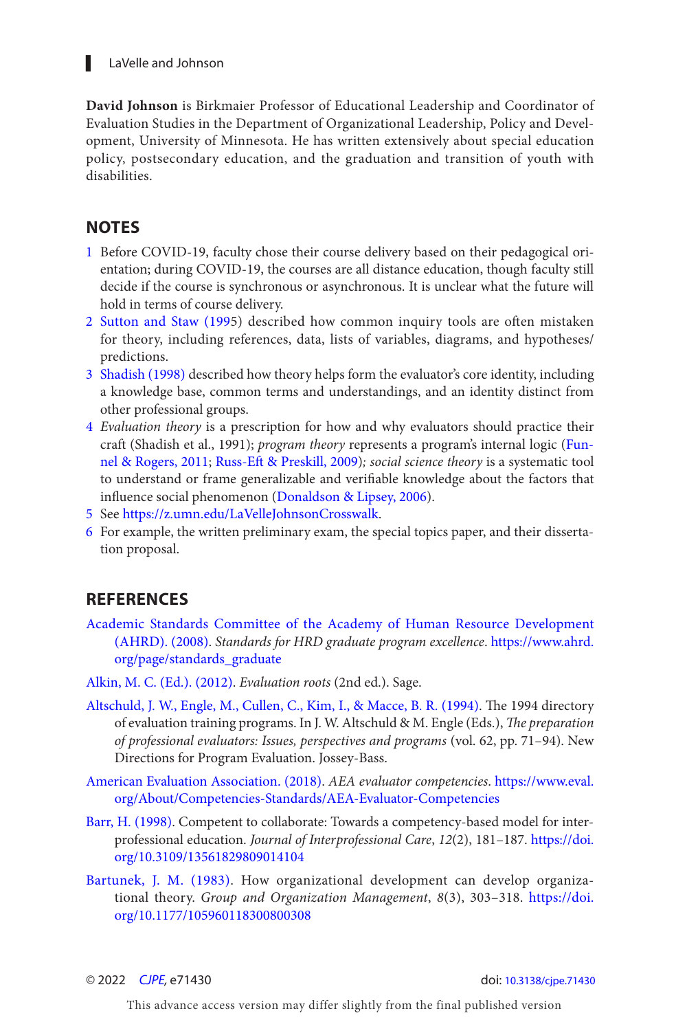**David Johnson** is Birkmaier Professor of Educational Leadership and Coordinator of Evaluation Studies in the Department of Organizational Leadership, Policy and Development, University of Minnesota. He has written extensively about special education policy, postsecondary education, and the graduation and transition of youth with disabilities.

## NOTES

1. Before COVID-19, faculty chose their course delivery based on their pedagogical orientation; during COVID-19, the courses are all distance education, though faculty still decide if the course is synchronous or asynchronous. It is unclear what the future will hold in terms of course delivery.
2. Sutton and Staw (1995) described how common inquiry tools are often mistaken for theory, including references, data, lists of variables, diagrams, and hypotheses/predictions.
3. Shadish (1998) described how theory helps form the evaluator's core identity, including a knowledge base, common terms and understandings, and an identity distinct from other professional groups.
4. *Evaluation theory* is a prescription for how and why evaluators should practice their craft (Shadish et al., 1991); *program theory* represents a program's internal logic (Funnel & Rogers, 2011; Russ-Eft & Preskill, 2009)*; social science theory* is a systematic tool to understand or frame generalizable and verifiable knowledge about the factors that influence social phenomenon (Donaldson & Lipsey, 2006).
5. See https://z.umn.edu/LaVelleJohnsonCrosswalk.
6. For example, the written preliminary exam, the special topics paper, and their dissertation proposal.

## REFERENCES

Academic Standards Committee of the Academy of Human Resource Development (AHRD). (2008). *Standards for HRD graduate program excellence*. https://www.ahrd.org/page/standards_graduate

Alkin, M. C. (Ed.). (2012). *Evaluation roots* (2nd ed.). Sage.

Altschuld, J. W., Engle, M., Cullen, C., Kim, I., & Macce, B. R. (1994). The 1994 directory of evaluation training programs. In J. W. Altschuld & M. Engle (Eds.), *The preparation of professional evaluators: Issues, perspectives and programs* (vol. 62, pp. 71–94). New Directions for Program Evaluation. Jossey-Bass.

American Evaluation Association. (2018). *AEA evaluator competencies*. https://www.eval.org/About/Competencies-Standards/AEA-Evaluator-Competencies

Barr, H. (1998). Competent to collaborate: Towards a competency-based model for interprofessional education. *Journal of Interprofessional Care*, *12*(2), 181–187. https://doi.org/10.3109/13561829809014104

Bartunek, J. M. (1983). How organizational development can develop organizational theory. *Group and Organization Management*, *8*(3), 303–318. https://doi.org/10.1177/105960118300800308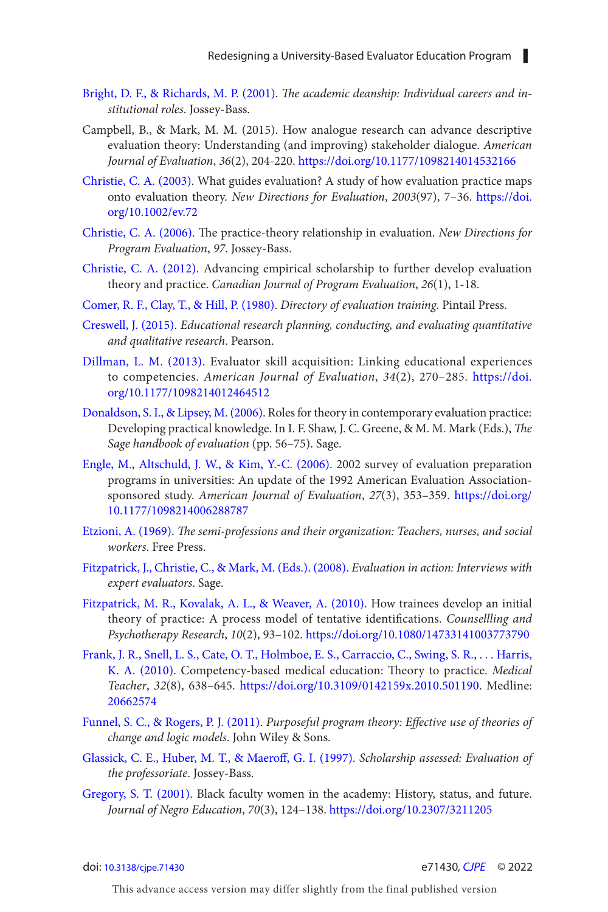Bright, D. F., & Richards, M. P. (2001). *The academic deanship: Individual careers and institutional roles*. Jossey-Bass.

Campbell, B., & Mark, M. M. (2015). How analogue research can advance descriptive evaluation theory: Understanding (and improving) stakeholder dialogue. *American Journal of Evaluation*, *36*(2), 204-220. https://doi.org/10.1177/1098214014532166

Christie, C. A. (2003). What guides evaluation? A study of how evaluation practice maps onto evaluation theory. *New Directions for Evaluation*, *2003*(97), 7–36. https://doi.org/10.1002/ev.72

Christie, C. A. (2006). The practice-theory relationship in evaluation. *New Directions for Program Evaluation*, *97*. Jossey-Bass.

Christie, C. A. (2012). Advancing empirical scholarship to further develop evaluation theory and practice. *Canadian Journal of Program Evaluation*, *26*(1), 1-18.

Comer, R. F., Clay, T., & Hill, P. (1980). *Directory of evaluation training*. Pintail Press.

Creswell, J. (2015). *Educational research planning, conducting, and evaluating quantitative and qualitative research*. Pearson.

Dillman, L. M. (2013). Evaluator skill acquisition: Linking educational experiences to competencies. *American Journal of Evaluation*, *34*(2), 270–285. https://doi.org/10.1177/1098214012464512

Donaldson, S. I., & Lipsey, M. (2006). Roles for theory in contemporary evaluation practice: Developing practical knowledge. In I. F. Shaw, J. C. Greene, & M. M. Mark (Eds.), *The Sage handbook of evaluation* (pp. 56–75). Sage.

Engle, M., Altschuld, J. W., & Kim, Y.-C. (2006). 2002 survey of evaluation preparation programs in universities: An update of the 1992 American Evaluation Association-sponsored study. *American Journal of Evaluation*, *27*(3), 353–359. https://doi.org/10.1177/1098214006288787

Etzioni, A. (1969). *The semi-professions and their organization: Teachers, nurses, and social workers*. Free Press.

Fitzpatrick, J., Christie, C., & Mark, M. (Eds.). (2008). *Evaluation in action: Interviews with expert evaluators*. Sage.

Fitzpatrick, M. R., Kovalak, A. L., & Weaver, A. (2010). How trainees develop an initial theory of practice: A process model of tentative identifications. *Counsellling and Psychotherapy Research*, *10*(2), 93–102. https://doi.org/10.1080/14733141003773790

Frank, J. R., Snell, L. S., Cate, O. T., Holmboe, E. S., Carraccio, C., Swing, S. R., . . . Harris, K. A. (2010). Competency-based medical education: Theory to practice. *Medical Teacher*, *32*(8), 638–645. https://doi.org/10.3109/0142159x.2010.501190. Medline: 20662574

Funnel, S. C., & Rogers, P. J. (2011). *Purposeful program theory: Effective use of theories of change and logic models*. John Wiley & Sons.

Glassick, C. E., Huber, M. T., & Maeroff, G. I. (1997). *Scholarship assessed: Evaluation of the professoriate*. Jossey-Bass.

Gregory, S. T. (2001). Black faculty women in the academy: History, status, and future. *Journal of Negro Education*, *70*(3), 124–138. https://doi.org/10.2307/3211205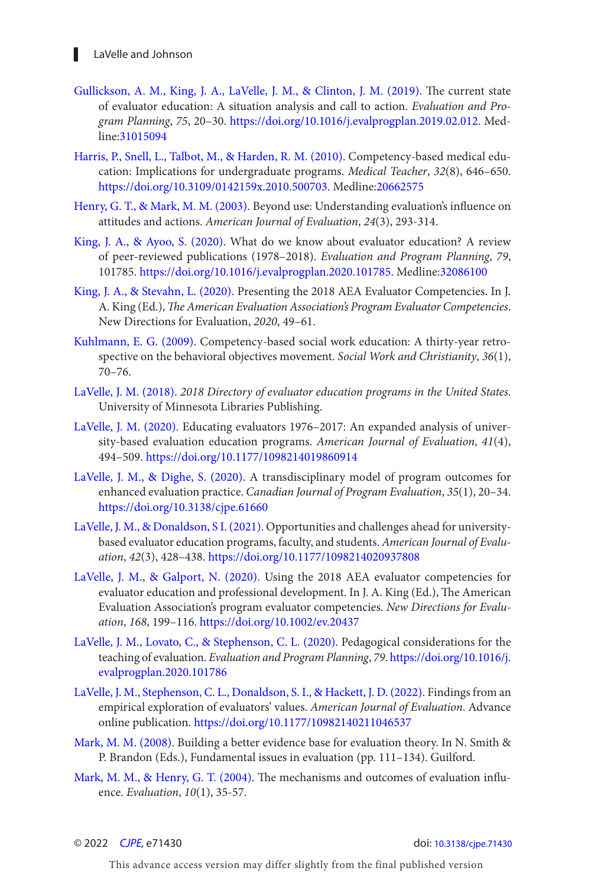Gullickson, A. M., King, J. A., LaVelle, J. M., & Clinton, J. M. (2019). The current state of evaluator education: A situation analysis and call to action. *Evaluation and Program Planning*, *75*, 20–30. https://doi.org/10.1016/j.evalprogplan.2019.02.012. Medline:31015094

Harris, P., Snell, L., Talbot, M., & Harden, R. M. (2010). Competency-based medical education: Implications for undergraduate programs. *Medical Teacher*, *32*(8), 646–650. https://doi.org/10.3109/0142159x.2010.500703. Medline:20662575

Henry, G. T., & Mark, M. M. (2003). Beyond use: Understanding evaluation's influence on attitudes and actions. *American Journal of Evaluation*, *24*(3), 293-314.

King, J. A., & Ayoo, S. (2020). What do we know about evaluator education? A review of peer-reviewed publications (1978–2018). *Evaluation and Program Planning*, *79*, 101785. https://doi.org/10.1016/j.evalprogplan.2020.101785. Medline:32086100

King, J. A., & Stevahn, L. (2020). Presenting the 2018 AEA Evaluator Competencies. In J. A. King (Ed.), *The American Evaluation Association's Program Evaluator Competencies*. New Directions for Evaluation, *2020*, 49–61.

Kuhlmann, E. G. (2009). Competency-based social work education: A thirty-year retrospective on the behavioral objectives movement. *Social Work and Christianity*, *36*(1), 70–76.

LaVelle, J. M. (2018). *2018 Directory of evaluator education programs in the United States*. University of Minnesota Libraries Publishing.

LaVelle, J. M. (2020). Educating evaluators 1976–2017: An expanded analysis of university-based evaluation education programs. *American Journal of Evaluation*, *41*(4), 494–509. https://doi.org/10.1177/1098214019860914

LaVelle, J. M., & Dighe, S. (2020). A transdisciplinary model of program outcomes for enhanced evaluation practice. *Canadian Journal of Program Evaluation*, *35*(1), 20–34. https://doi.org/10.3138/cjpe.61660

LaVelle, J. M., & Donaldson, S I. (2021). Opportunities and challenges ahead for university-based evaluator education programs, faculty, and students. *American Journal of Evaluation*, *42*(3), 428–438. https://doi.org/10.1177/1098214020937808

LaVelle, J. M., & Galport, N. (2020). Using the 2018 AEA evaluator competencies for evaluator education and professional development. In J. A. King (Ed.), The American Evaluation Association's program evaluator competencies. *New Directions for Evaluation*, *168*, 199–116. https://doi.org/10.1002/ev.20437

LaVelle, J. M., Lovato, C., & Stephenson, C. L. (2020). Pedagogical considerations for the teaching of evaluation. *Evaluation and Program Planning*, *79*. https://doi.org/10.1016/j.evalprogplan.2020.101786

LaVelle, J. M., Stephenson, C. L., Donaldson, S. I., & Hackett, J. D. (2022). Findings from an empirical exploration of evaluators' values. *American Journal of Evaluation*. Advance online publication. https://doi.org/10.1177/10982140211046537

Mark, M. M. (2008). Building a better evidence base for evaluation theory. In N. Smith & P. Brandon (Eds.), Fundamental issues in evaluation (pp. 111–134). Guilford.

Mark, M. M., & Henry, G. T. (2004). The mechanisms and outcomes of evaluation influence. *Evaluation*, *10*(1), 35-57.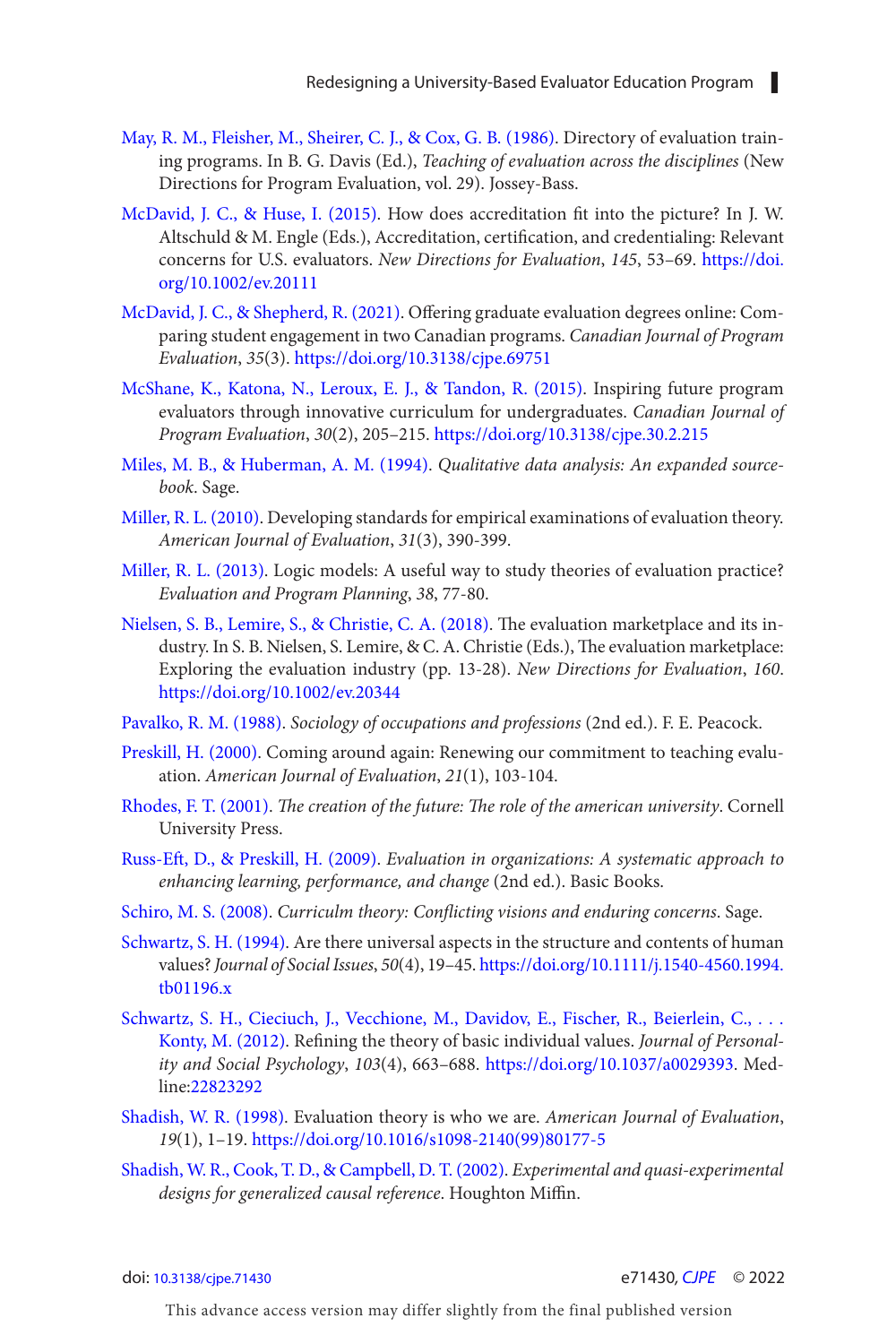May, R. M., Fleisher, M., Sheirer, C. J., & Cox, G. B. (1986). Directory of evaluation training programs. In B. G. Davis (Ed.), *Teaching of evaluation across the disciplines* (New Directions for Program Evaluation, vol. 29). Jossey-Bass.

McDavid, J. C., & Huse, I. (2015). How does accreditation fit into the picture? In J. W. Altschuld & M. Engle (Eds.), Accreditation, certification, and credentialing: Relevant concerns for U.S. evaluators. *New Directions for Evaluation*, *145*, 53–69. https://doi.org/10.1002/ev.20111

McDavid, J. C., & Shepherd, R. (2021). Offering graduate evaluation degrees online: Comparing student engagement in two Canadian programs. *Canadian Journal of Program Evaluation*, *35*(3). https://doi.org/10.3138/cjpe.69751

McShane, K., Katona, N., Leroux, E. J., & Tandon, R. (2015). Inspiring future program evaluators through innovative curriculum for undergraduates. *Canadian Journal of Program Evaluation*, *30*(2), 205–215. https://doi.org/10.3138/cjpe.30.2.215

Miles, M. B., & Huberman, A. M. (1994). *Qualitative data analysis: An expanded sourcebook*. Sage.

Miller, R. L. (2010). Developing standards for empirical examinations of evaluation theory. *American Journal of Evaluation*, *31*(3), 390-399.

Miller, R. L. (2013). Logic models: A useful way to study theories of evaluation practice? *Evaluation and Program Planning*, *38*, 77-80.

Nielsen, S. B., Lemire, S., & Christie, C. A. (2018). The evaluation marketplace and its industry. In S. B. Nielsen, S. Lemire, & C. A. Christie (Eds.), The evaluation marketplace: Exploring the evaluation industry (pp. 13-28). *New Directions for Evaluation*, *160*. https://doi.org/10.1002/ev.20344

Pavalko, R. M. (1988). *Sociology of occupations and professions* (2nd ed.). F. E. Peacock.

Preskill, H. (2000). Coming around again: Renewing our commitment to teaching evaluation. *American Journal of Evaluation*, *21*(1), 103-104.

Rhodes, F. T. (2001). *The creation of the future: The role of the american university*. Cornell University Press.

Russ-Eft, D., & Preskill, H. (2009). *Evaluation in organizations: A systematic approach to enhancing learning, performance, and change* (2nd ed.). Basic Books.

Schiro, M. S. (2008). *Curriculm theory: Conflicting visions and enduring concerns*. Sage.

Schwartz, S. H. (1994). Are there universal aspects in the structure and contents of human values? *Journal of Social Issues*, *50*(4), 19–45. https://doi.org/10.1111/j.1540-4560.1994.tb01196.x

Schwartz, S. H., Cieciuch, J., Vecchione, M., Davidov, E., Fischer, R., Beierlein, C., . . . Konty, M. (2012). Refining the theory of basic individual values. *Journal of Personality and Social Psychology*, *103*(4), 663–688. https://doi.org/10.1037/a0029393. Medline:22823292

Shadish, W. R. (1998). Evaluation theory is who we are. *American Journal of Evaluation*, *19*(1), 1–19. https://doi.org/10.1016/s1098-2140(99)80177-5

Shadish, W. R., Cook, T. D., & Campbell, D. T. (2002). *Experimental and quasi-experimental designs for generalized causal reference*. Houghton Mifflin.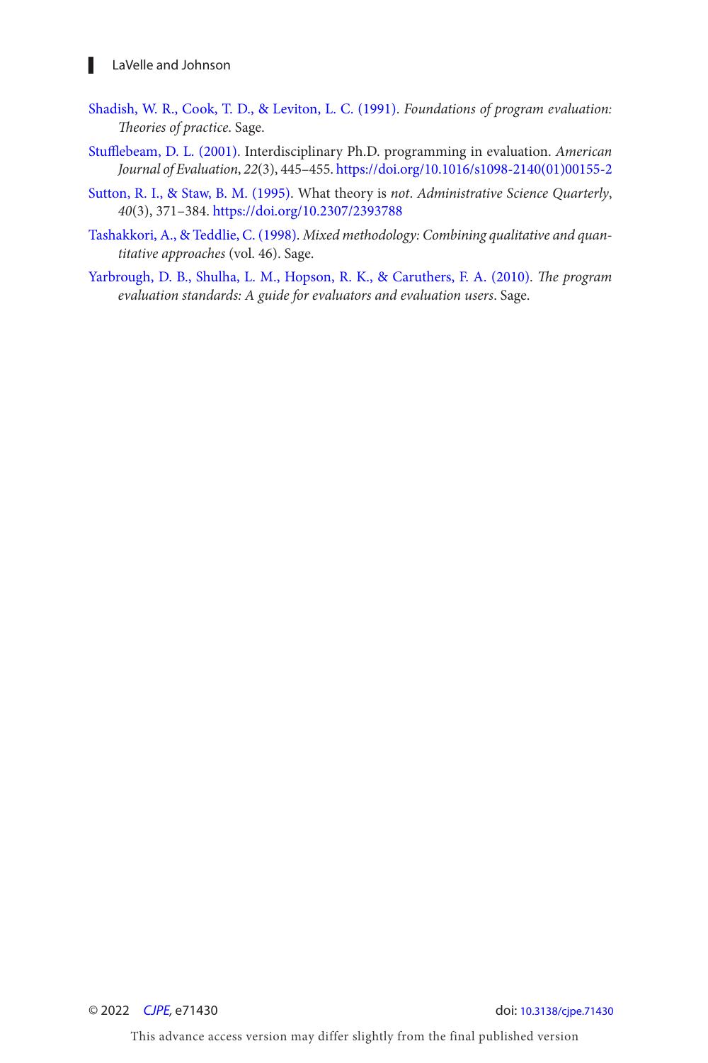Shadish, W. R., Cook, T. D., & Leviton, L. C. (1991). *Foundations of program evaluation: Theories of practice*. Sage.

Stufflebeam, D. L. (2001). Interdisciplinary Ph.D. programming in evaluation. *American Journal of Evaluation*, *22*(3), 445–455. https://doi.org/10.1016/s1098-2140(01)00155-2

Sutton, R. I., & Staw, B. M. (1995). What theory is *not*. *Administrative Science Quarterly*, *40*(3), 371–384. https://doi.org/10.2307/2393788

Tashakkori, A., & Teddlie, C. (1998). *Mixed methodology: Combining qualitative and quantitative approaches* (vol. 46). Sage.

Yarbrough, D. B., Shulha, L. M., Hopson, R. K., & Caruthers, F. A. (2010). *The program evaluation standards: A guide for evaluators and evaluation users*. Sage.